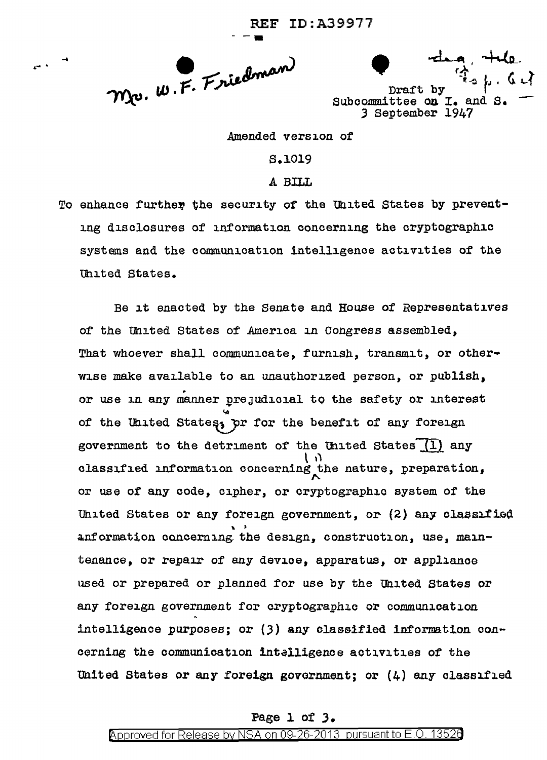REF ID:A39977

Mrs. W.F. Friedman

Draft by
Subcommittee on I. and S.
3 September 1947

Amended version of

S.1019

A BILL

To enhance further the security of the United States by preventing disclosures of information concerning the cryptographic systems and the communication intelligence activities of the United States.

Be it enacted by the Senate and House of Representatives of the United States of America in Congress assembled, That whoever shall communicate, furnish, transmit, or otherwise make available to an unauthorized person, or publish, or use in any manner prejudicial to the safety or interest of the United States, or for the benefit of any foreign government to the detriment of the United States (1) any classified information concerning the nature, preparation, or use of any code, cipher, or cryptographic system of the United States or any foreign government, or (2) any classified information concerning the design, construction, use, maintenance, or repair of any device, apparatus, or appliance used or prepared or planned for use by the United States or any foreign government for cryptographic or communication intelligence purposes; or (3) any classified information concerning the communication intelligence activities of the United States or any foreign government; or (4) any classified

Approved for Release by NSA on 09-26-2013 pursuant to E.O. 13526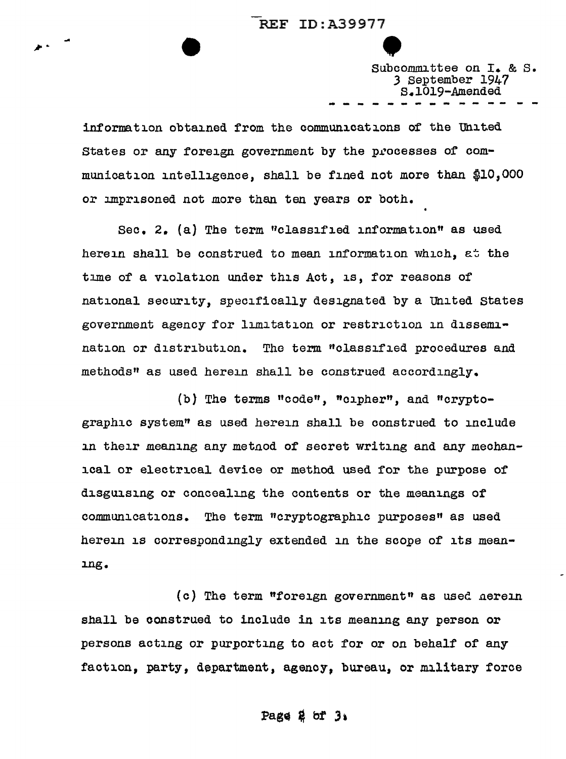information obtained from the communications of the United States or any foreign government by the processes of communication intelligence, shall be fined not more than $10,000 or imprisoned not more than ten years or both.

Sec. 2. (a) The term "classified information" as used herein shall be construed to mean information which, at the time of a violation under this Act, is, for reasons of national security, specifically designated by a United States government agency for limitation or restriction in dissemination or distribution. The term "classified procedures and methods" as used herein shall be construed accordingly.

(b) The terms "code", "cipher", and "cryptographic system" as used herein shall be construed to include in their meaning any method of secret writing and any mechanical or electrical device or method used for the purpose of disguising or concealing the contents or the meanings of communications. The term "cryptographic purposes" as used herein is correspondingly extended in the scope of its meaning.

(c) The term "foreign government" as used herein shall be construed to include in its meaning any person or persons acting or purporting to act for or on behalf of any faction, party, department, agency, bureau, or military force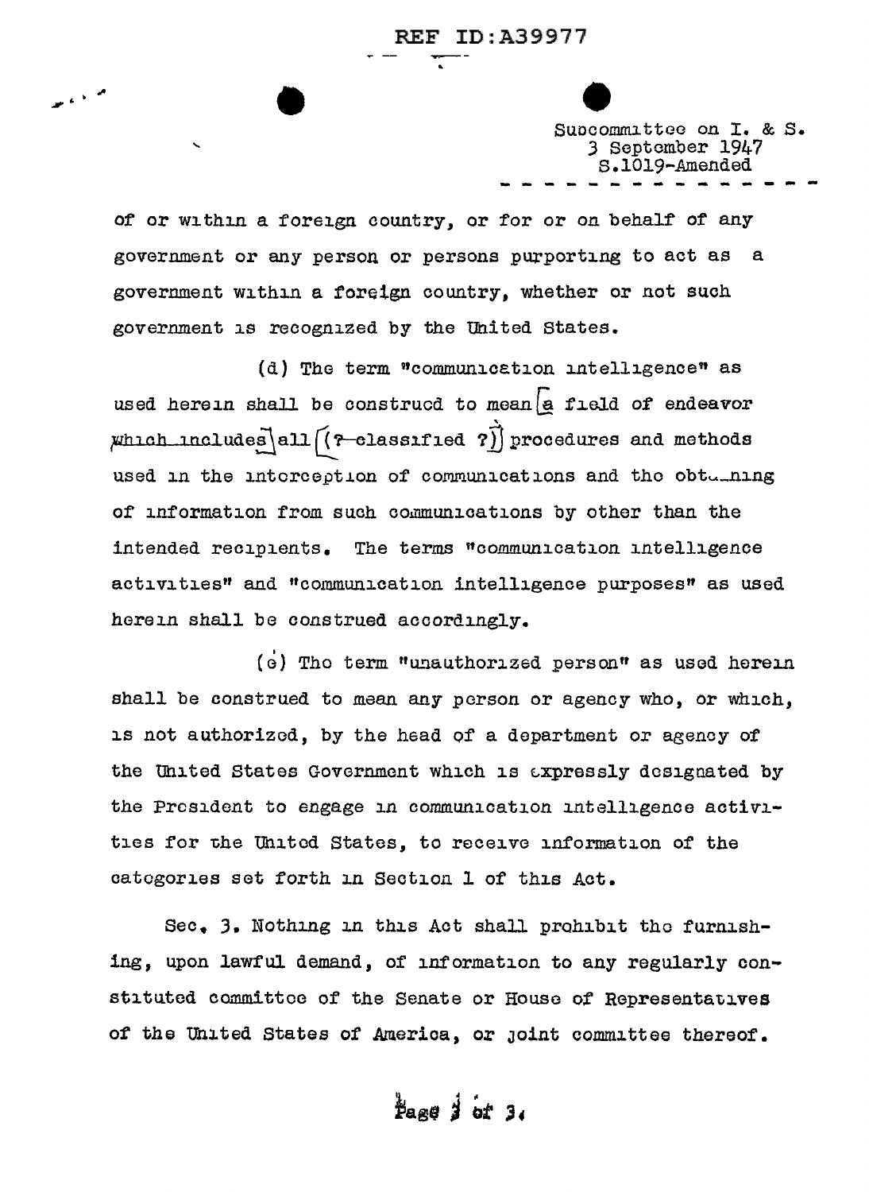REF ID:A39977

Subcommittee on I. & S.
3 September 1947
S.1019-Amended

of or within a foreign country, or for or on behalf of any government or any person or persons purporting to act as a government within a foreign country, whether or not such government is recognized by the United States.

(d) The term "communication intelligence" as used herein shall be construed to mean [a field of endeavor which includes] all [(?-classified ?)] procedures and methods used in the interception of communications and the obtaining of information from such communications by other than the intended recipients. The terms "communication intelligence activities" and "communication intelligence purposes" as used herein shall be construed accordingly.

(e) The term "unauthorized person" as used herein shall be construed to mean any person or agency who, or which, is not authorized, by the head of a department or agency of the United States Government which is expressly designated by the President to engage in communication intelligence activities for the United States, to receive information of the categories set forth in Section 1 of this Act.

Sec. 3. Nothing in this Act shall prohibit the furnishing, upon lawful demand, of information to any regularly constituted committee of the Senate or House of Representatives of the United States of America, or joint committee thereof.